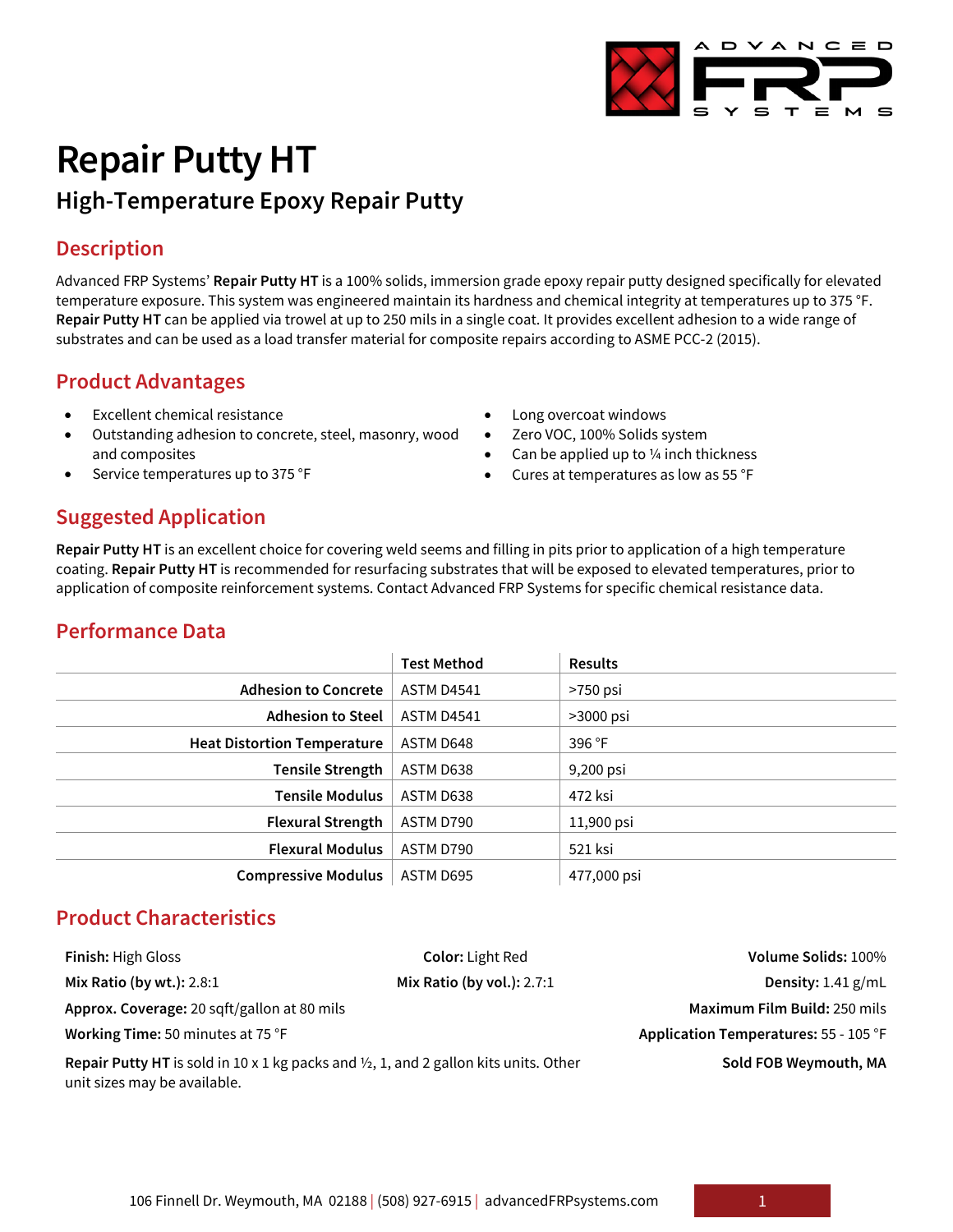# Repair Putty HT

## High-Temperature Epoxy Repair Putty

## Description

Advanced FRP Systems' **Repair Putty HT** is a 100% solids, immersion grade epoxy repair putty designed specifically for elevated temperature exposure. This system was engineered maintain its hardness and chemical integrity at temperatures up to 375 °F. **Repair Putty HT** can be applied via trowel at up to 250 mils in a single coat. It provides excellent adhesion to a wide range of substrates and can be used as a load transfer material for composite repairs according to ASME PCC-2 (2015).

## Product Advantages

- Excellent chemical resistance
- Outstanding adhesion to concrete, steel, masonry, wood and composites
- Service temperatures up to 375 °F
- Long overcoat windows
- Zero VOC, 100% Solids system
- Can be applied up to ¼ inch thickness
- Cures at temperatures as low as 55 °F

## Suggested Application

**Repair Putty HT** is an excellent choice for covering weld seems and filling in pits prior to application of a high temperature coating. **Repair Putty HT** is recommended for resurfacing substrates that will be exposed to elevated temperatures, prior to application of composite reinforcement systems. Contact Advanced FRP Systems for specific chemical resistance data.

## Performance Data

| | Test Method | Results |
|---:|---|---|
| **Adhesion to Concrete** | ASTM D4541 | >750 psi |
| **Adhesion to Steel** | ASTM D4541 | >3000 psi |
| **Heat Distortion Temperature** | ASTM D648 | 396 °F |
| **Tensile Strength** | ASTM D638 | 9,200 psi |
| **Tensile Modulus** | ASTM D638 | 472 ksi |
| **Flexural Strength** | ASTM D790 | 11,900 psi |
| **Flexural Modulus** | ASTM D790 | 521 ksi |
| **Compressive Modulus** | ASTM D695 | 477,000 psi |

## Product Characteristics

**Finish:** High Gloss

**Color:** Light Red

**Volume Solids:** 100%

**Mix Ratio (by wt.):** 2.8:1

**Mix Ratio (by vol.):** 2.7:1

**Density:** 1.41 g/mL

**Approx. Coverage:** 20 sqft/gallon at 80 mils

**Maximum Film Build:** 250 mils

**Working Time:** 50 minutes at 75 °F

**Application Temperatures:** 55 - 105 °F

**Repair Putty HT** is sold in 10 x 1 kg packs and ½, 1, and 2 gallon kits units. Other unit sizes may be available.

**Sold FOB Weymouth, MA**

106 Finnell Dr. Weymouth, MA 02188 | (508) 927-6915 | advancedFRPsystems.com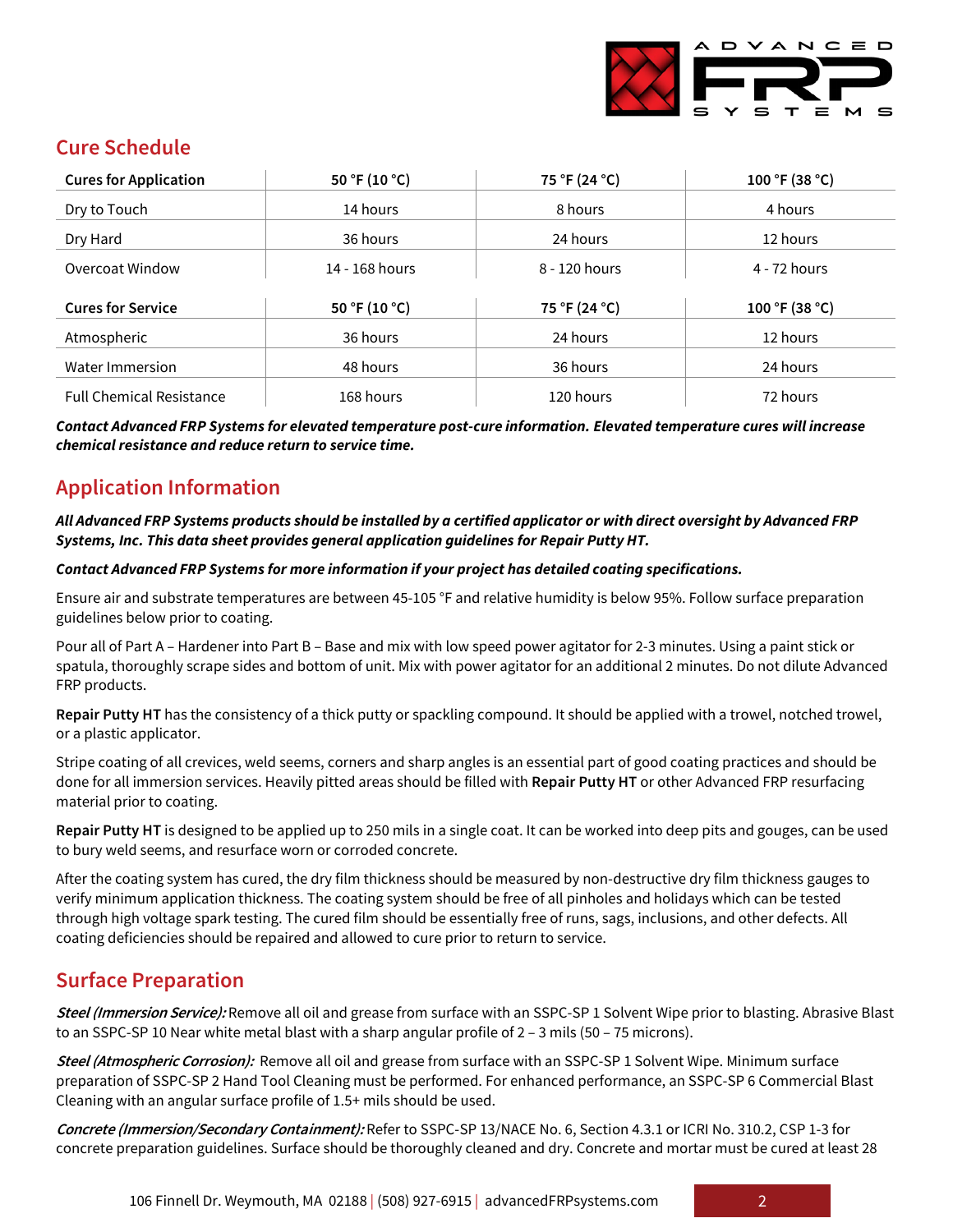## Cure Schedule

| Cures for Application | 50 °F (10 °C) | 75 °F (24 °C) | 100 °F (38 °C) |
|---|---|---|---|
| Dry to Touch | 14 hours | 8 hours | 4 hours |
| Dry Hard | 36 hours | 24 hours | 12 hours |
| Overcoat Window | 14 - 168 hours | 8 - 120 hours | 4 - 72 hours |

| Cures for Service | 50 °F (10 °C) | 75 °F (24 °C) | 100 °F (38 °C) |
|---|---|---|---|
| Atmospheric | 36 hours | 24 hours | 12 hours |
| Water Immersion | 48 hours | 36 hours | 24 hours |
| Full Chemical Resistance | 168 hours | 120 hours | 72 hours |

***Contact Advanced FRP Systems for elevated temperature post-cure information. Elevated temperature cures will increase chemical resistance and reduce return to service time.***

## Application Information

***All Advanced FRP Systems products should be installed by a certified applicator or with direct oversight by Advanced FRP Systems, Inc. This data sheet provides general application guidelines for Repair Putty HT.***

***Contact Advanced FRP Systems for more information if your project has detailed coating specifications.***

Ensure air and substrate temperatures are between 45-105 °F and relative humidity is below 95%. Follow surface preparation guidelines below prior to coating.

Pour all of Part A – Hardener into Part B – Base and mix with low speed power agitator for 2-3 minutes. Using a paint stick or spatula, thoroughly scrape sides and bottom of unit. Mix with power agitator for an additional 2 minutes. Do not dilute Advanced FRP products.

**Repair Putty HT** has the consistency of a thick putty or spackling compound. It should be applied with a trowel, notched trowel, or a plastic applicator.

Stripe coating of all crevices, weld seems, corners and sharp angles is an essential part of good coating practices and should be done for all immersion services. Heavily pitted areas should be filled with **Repair Putty HT** or other Advanced FRP resurfacing material prior to coating.

**Repair Putty HT** is designed to be applied up to 250 mils in a single coat. It can be worked into deep pits and gouges, can be used to bury weld seems, and resurface worn or corroded concrete.

After the coating system has cured, the dry film thickness should be measured by non-destructive dry film thickness gauges to verify minimum application thickness. The coating system should be free of all pinholes and holidays which can be tested through high voltage spark testing. The cured film should be essentially free of runs, sags, inclusions, and other defects. All coating deficiencies should be repaired and allowed to cure prior to return to service.

## Surface Preparation

***Steel (Immersion Service):*** Remove all oil and grease from surface with an SSPC-SP 1 Solvent Wipe prior to blasting. Abrasive Blast to an SSPC-SP 10 Near white metal blast with a sharp angular profile of 2 – 3 mils (50 – 75 microns).

***Steel (Atmospheric Corrosion):*** Remove all oil and grease from surface with an SSPC-SP 1 Solvent Wipe. Minimum surface preparation of SSPC-SP 2 Hand Tool Cleaning must be performed. For enhanced performance, an SSPC-SP 6 Commercial Blast Cleaning with an angular surface profile of 1.5+ mils should be used.

***Concrete (Immersion/Secondary Containment):*** Refer to SSPC-SP 13/NACE No. 6, Section 4.3.1 or ICRI No. 310.2, CSP 1-3 for concrete preparation guidelines. Surface should be thoroughly cleaned and dry. Concrete and mortar must be cured at least 28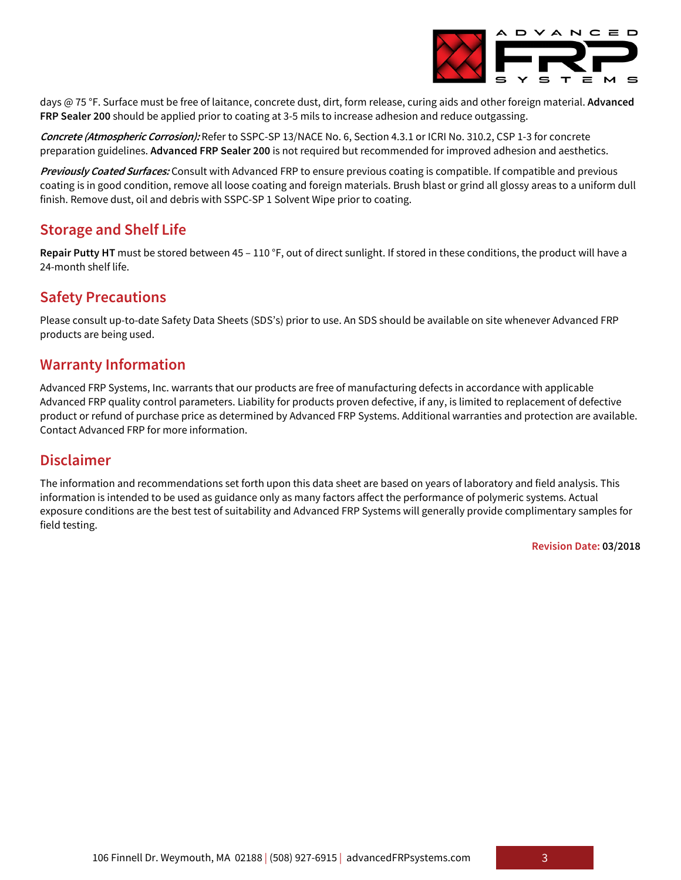days @ 75 °F. Surface must be free of laitance, concrete dust, dirt, form release, curing aids and other foreign material. **Advanced FRP Sealer 200** should be applied prior to coating at 3-5 mils to increase adhesion and reduce outgassing.

***Concrete (Atmospheric Corrosion):*** Refer to SSPC-SP 13/NACE No. 6, Section 4.3.1 or ICRI No. 310.2, CSP 1-3 for concrete preparation guidelines. **Advanced FRP Sealer 200** is not required but recommended for improved adhesion and aesthetics.

***Previously Coated Surfaces:*** Consult with Advanced FRP to ensure previous coating is compatible. If compatible and previous coating is in good condition, remove all loose coating and foreign materials. Brush blast or grind all glossy areas to a uniform dull finish. Remove dust, oil and debris with SSPC-SP 1 Solvent Wipe prior to coating.

## Storage and Shelf Life

**Repair Putty HT** must be stored between 45 – 110 °F, out of direct sunlight. If stored in these conditions, the product will have a 24-month shelf life.

## Safety Precautions

Please consult up-to-date Safety Data Sheets (SDS's) prior to use. An SDS should be available on site whenever Advanced FRP products are being used.

## Warranty Information

Advanced FRP Systems, Inc. warrants that our products are free of manufacturing defects in accordance with applicable Advanced FRP quality control parameters. Liability for products proven defective, if any, is limited to replacement of defective product or refund of purchase price as determined by Advanced FRP Systems. Additional warranties and protection are available. Contact Advanced FRP for more information.

## Disclaimer

The information and recommendations set forth upon this data sheet are based on years of laboratory and field analysis. This information is intended to be used as guidance only as many factors affect the performance of polymeric systems. Actual exposure conditions are the best test of suitability and Advanced FRP Systems will generally provide complimentary samples for field testing.

**Revision Date: 03/2018**